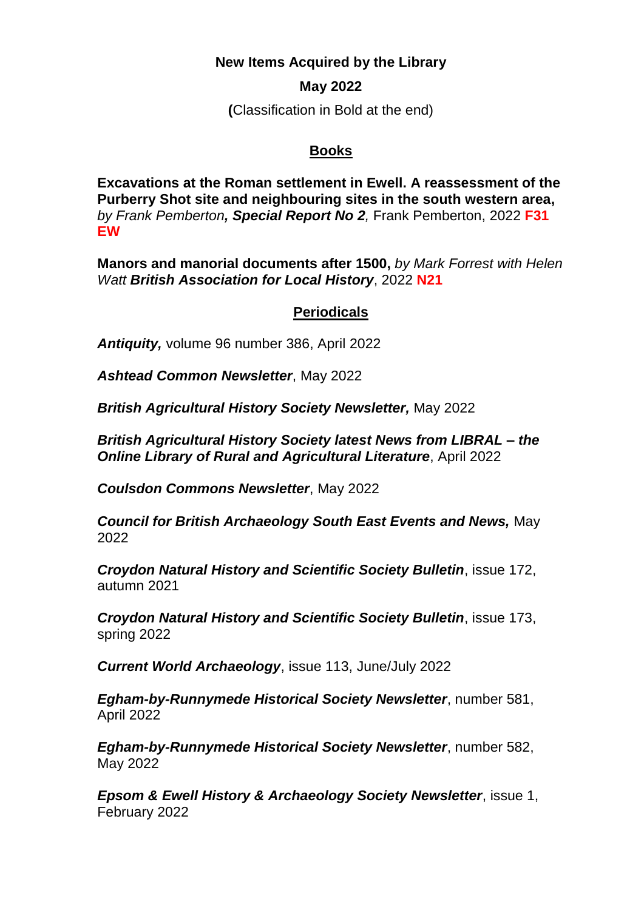**New Items Acquired by the Library**

**May 2022**

**(**Classification in Bold at the end)

## Books

**Excavations at the Roman settlement in Ewell. A reassessment of the Purberry Shot site and neighbouring sites in the south western area,** *by Frank Pemberton****, Special Report No 2****,* Frank Pemberton, 2022 **F31 EW**

**Manors and manorial documents after 1500,** *by Mark Forrest with Helen Watt* ***British Association for Local History***, 2022 **N21**

## Periodicals

***Antiquity,*** volume 96 number 386, April 2022

***Ashtead Common Newsletter***, May 2022

***British Agricultural History Society Newsletter,*** May 2022

***British Agricultural History Society latest News from LIBRAL – the Online Library of Rural and Agricultural Literature***, April 2022

***Coulsdon Commons Newsletter***, May 2022

***Council for British Archaeology South East Events and News,*** May 2022

***Croydon Natural History and Scientific Society Bulletin***, issue 172, autumn 2021

***Croydon Natural History and Scientific Society Bulletin***, issue 173, spring 2022

***Current World Archaeology***, issue 113, June/July 2022

***Egham-by-Runnymede Historical Society Newsletter***, number 581, April 2022

***Egham-by-Runnymede Historical Society Newsletter***, number 582, May 2022

***Epsom & Ewell History & Archaeology Society Newsletter***, issue 1, February 2022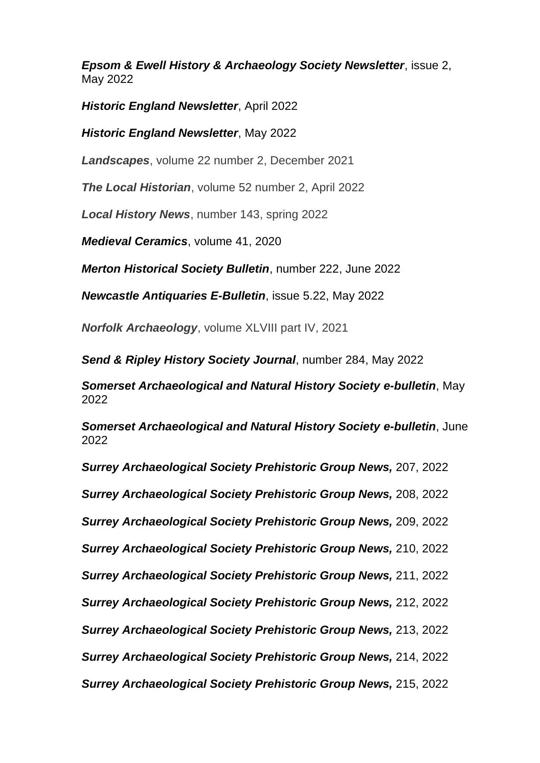***Epsom & Ewell History & Archaeology Society Newsletter***, issue 2, May 2022

***Historic England Newsletter***, April 2022

***Historic England Newsletter***, May 2022

***Landscapes***, volume 22 number 2, December 2021

***The Local Historian***, volume 52 number 2, April 2022

***Local History News***, number 143, spring 2022

***Medieval Ceramics***, volume 41, 2020

***Merton Historical Society Bulletin***, number 222, June 2022

***Newcastle Antiquaries E-Bulletin***, issue 5.22, May 2022

***Norfolk Archaeology***, volume XLVIII part IV, 2021

***Send & Ripley History Society Journal***, number 284, May 2022

***Somerset Archaeological and Natural History Society e-bulletin***, May 2022

***Somerset Archaeological and Natural History Society e-bulletin***, June 2022

***Surrey Archaeological Society Prehistoric Group News,*** 207, 2022

***Surrey Archaeological Society Prehistoric Group News,*** 208, 2022

***Surrey Archaeological Society Prehistoric Group News,*** 209, 2022

***Surrey Archaeological Society Prehistoric Group News,*** 210, 2022

***Surrey Archaeological Society Prehistoric Group News,*** 211, 2022

***Surrey Archaeological Society Prehistoric Group News,*** 212, 2022

***Surrey Archaeological Society Prehistoric Group News,*** 213, 2022

***Surrey Archaeological Society Prehistoric Group News,*** 214, 2022

***Surrey Archaeological Society Prehistoric Group News,*** 215, 2022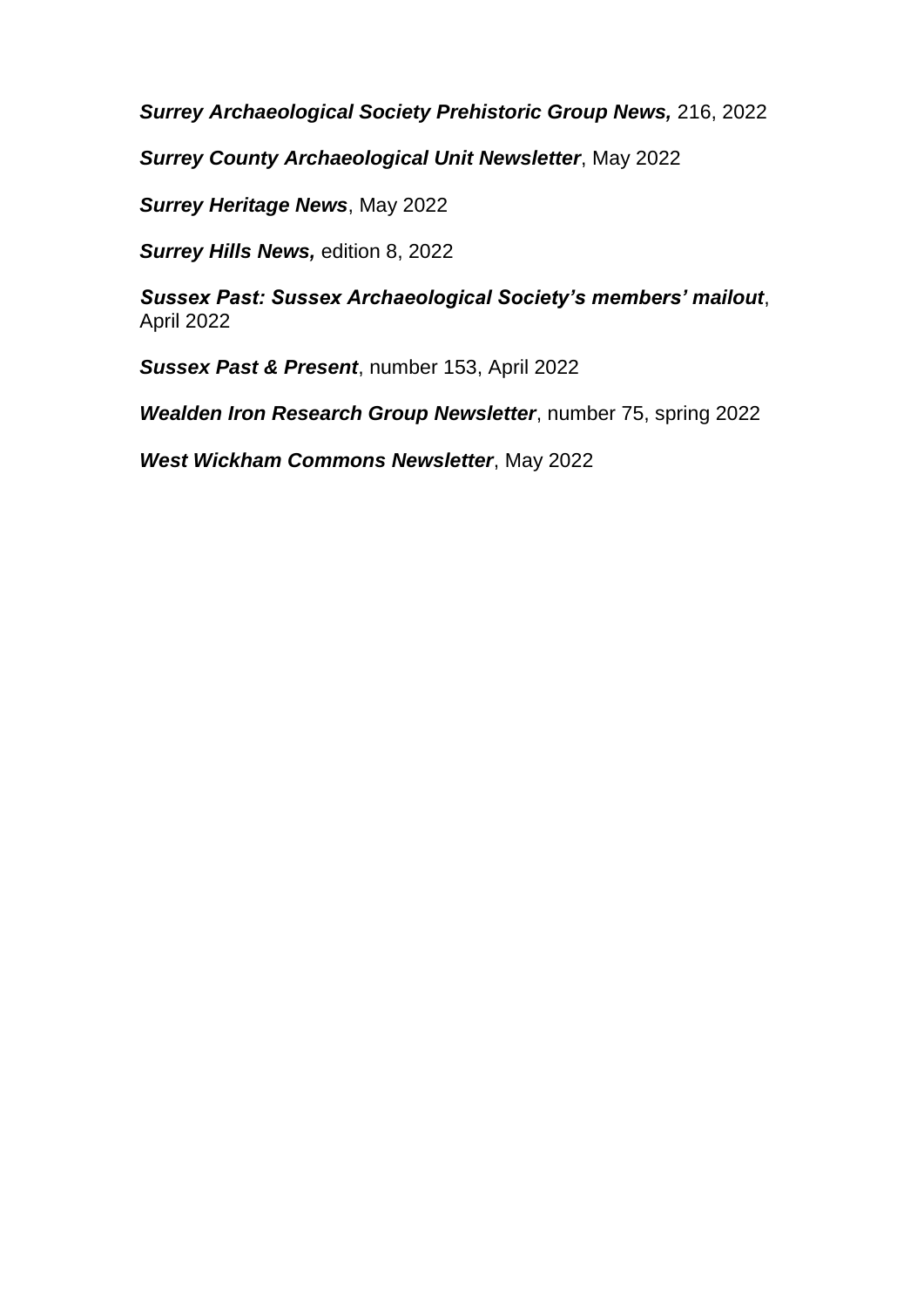***Surrey Archaeological Society Prehistoric Group News,*** 216, 2022

***Surrey County Archaeological Unit Newsletter***, May 2022

***Surrey Heritage News***, May 2022

***Surrey Hills News,*** edition 8, 2022

***Sussex Past: Sussex Archaeological Society's members' mailout***, April 2022

***Sussex Past & Present***, number 153, April 2022

***Wealden Iron Research Group Newsletter***, number 75, spring 2022

***West Wickham Commons Newsletter***, May 2022